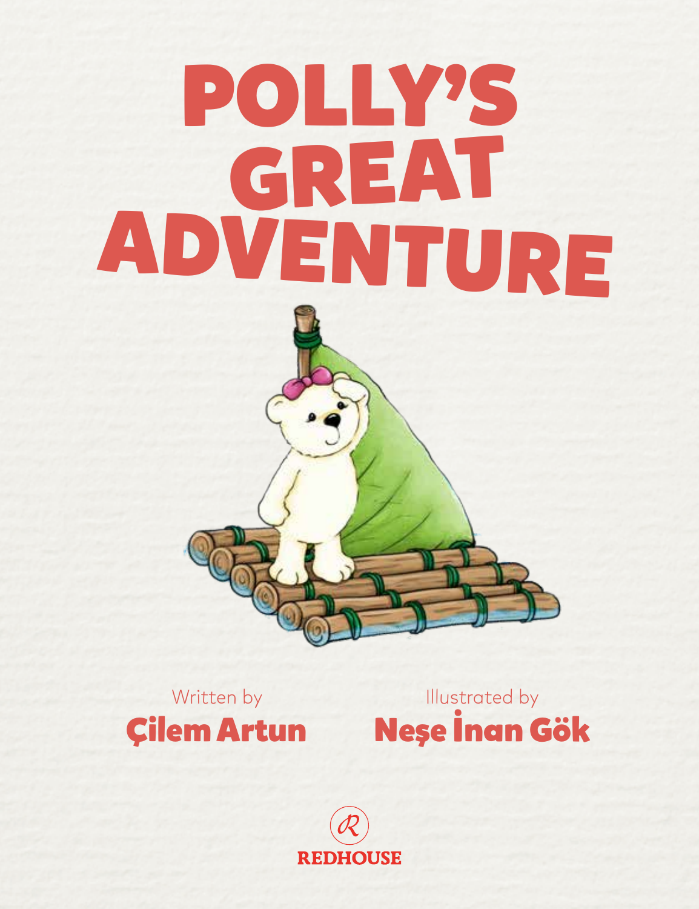# POLLY'S GREAT ADVENTURE

Written by
**Çilem Artun**

Illustrated by
**Neşe İnan Gök**

REDHOUSE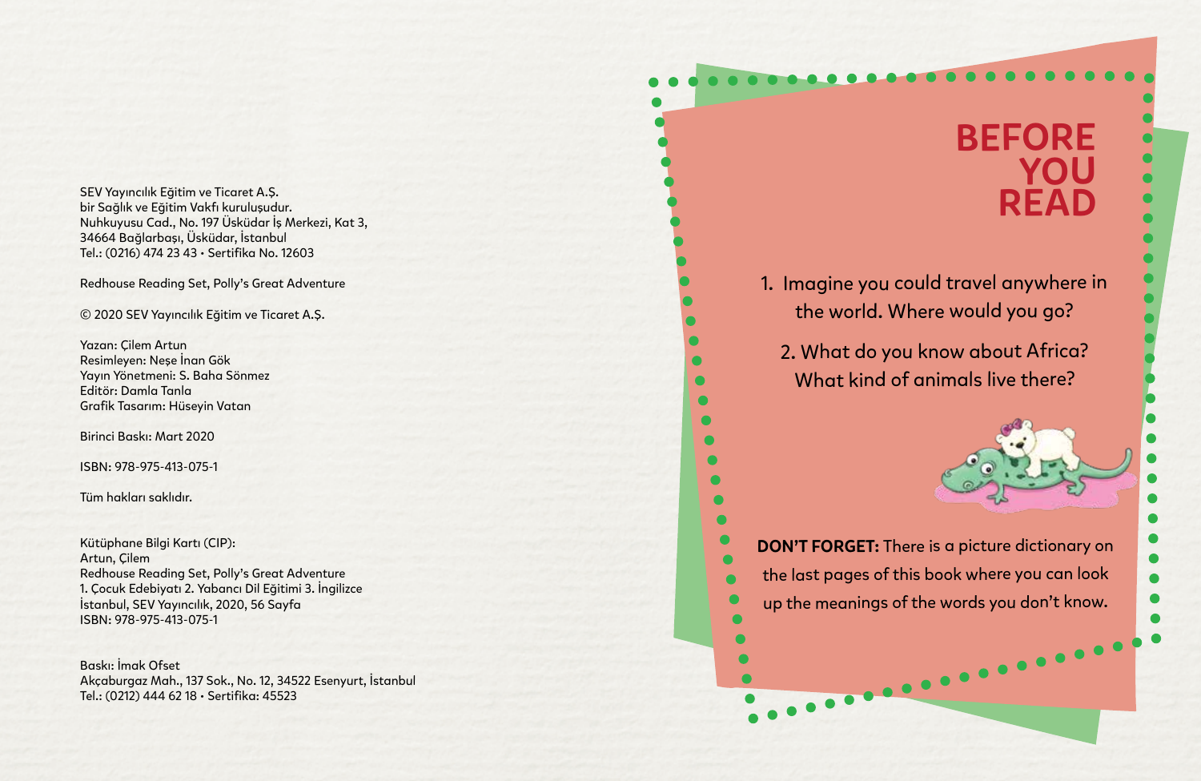SEV Yayıncılık Eğitim ve Ticaret A.Ş.
bir Sağlık ve Eğitim Vakfı kuruluşudur.
Nuhkuyusu Cad., No. 197 Üsküdar İş Merkezi, Kat 3,
34664 Bağlarbaşı, Üsküdar, İstanbul
Tel.: (0216) 474 23 43 • Sertifika No. 12603

Redhouse Reading Set, Polly's Great Adventure

© 2020 SEV Yayıncılık Eğitim ve Ticaret A.Ş.

Yazan: Çilem Artun
Resimleyen: Neşe İnan Gök
Yayın Yönetmeni: S. Baha Sönmez
Editör: Damla Tanla
Grafik Tasarım: Hüseyin Vatan

Birinci Baskı: Mart 2020

ISBN: 978-975-413-075-1

Tüm hakları saklıdır.

Kütüphane Bilgi Kartı (CIP):
Artun, Çilem
Redhouse Reading Set, Polly's Great Adventure
1. Çocuk Edebiyatı 2. Yabancı Dil Eğitimi 3. İngilizce
İstanbul, SEV Yayıncılık, 2020, 56 Sayfa
ISBN: 978-975-413-075-1

Baskı: İmak Ofset
Akçaburgaz Mah., 137 Sok., No. 12, 34522 Esenyurt, İstanbul
Tel.: (0212) 444 62 18 • Sertifika: 45523

# BEFORE YOU READ

1. Imagine you could travel anywhere in the world. Where would you go?
2. What do you know about Africa? What kind of animals live there?

**DON'T FORGET:** There is a picture dictionary on the last pages of this book where you can look up the meanings of the words you don't know.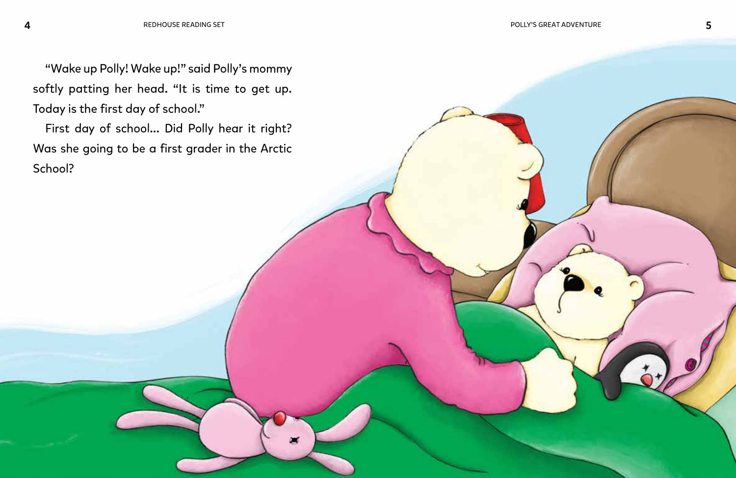"Wake up Polly! Wake up!" said Polly's mommy softly patting her head. "It is time to get up. Today is the first day of school."

First day of school... Did Polly hear it right? Was she going to be a first grader in the Arctic School?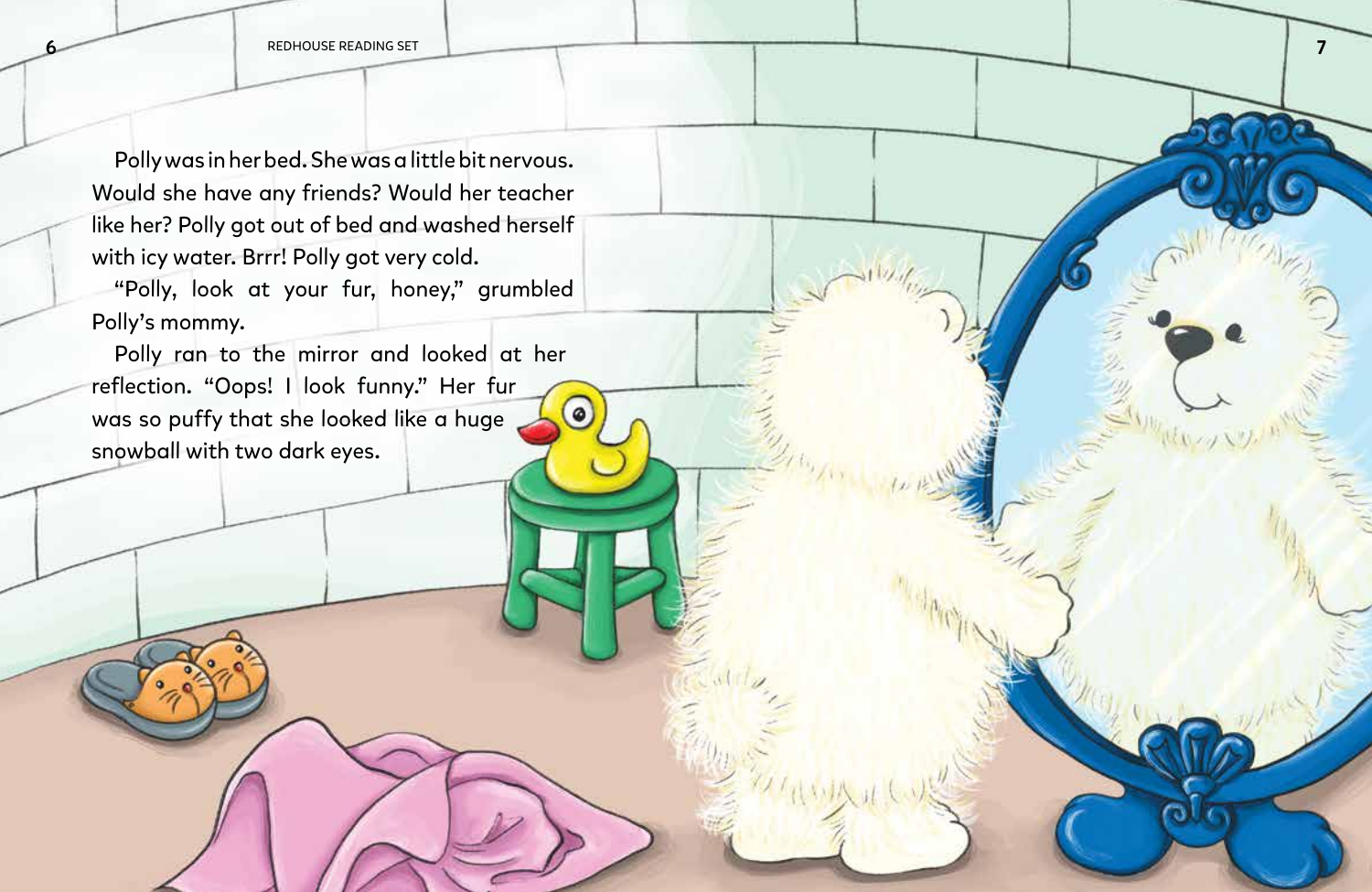Polly was in her bed. She was a little bit nervous. Would she have any friends? Would her teacher like her? Polly got out of bed and washed herself with icy water. Brrr! Polly got very cold.

"Polly, look at your fur, honey," grumbled Polly's mommy.

Polly ran to the mirror and looked at her reflection. "Oops! I look funny." Her fur was so puffy that she looked like a huge snowball with two dark eyes.